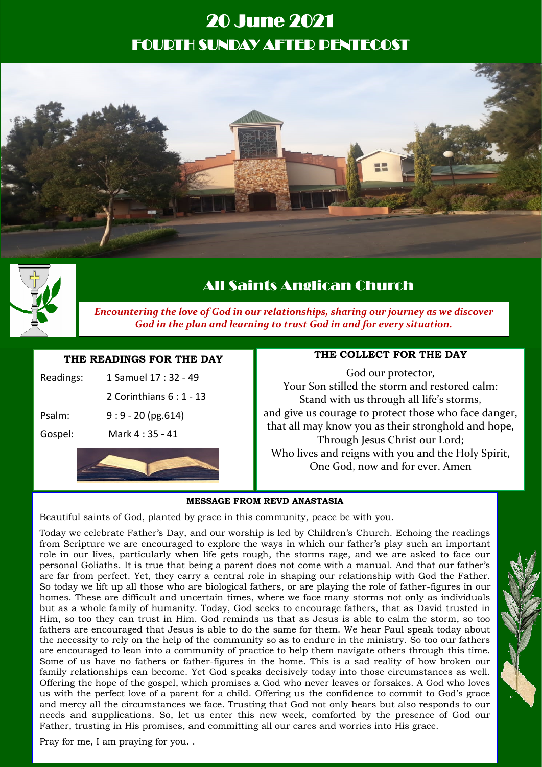# 20 June 2021

## FOURTH SUNDAY AFTER PENTECOST

## All Saints Anglican Church

***Encountering the love of God in our relationships, sharing our journey as we discover God in the plan and learning to trust God in and for every situation.***

### THE READINGS FOR THE DAY

| | |
|---|---|
| Readings: | 1 Samuel 17 : 32 - 49 |
| | 2 Corinthians 6 : 1 - 13 |
| Psalm: | 9 : 9 - 20 (pg.614) |
| Gospel: | Mark 4 : 35 - 41 |

### THE COLLECT FOR THE DAY

God our protector,
Your Son stilled the storm and restored calm:
Stand with us through all life's storms,
and give us courage to protect those who face danger,
that all may know you as their stronghold and hope,
Through Jesus Christ our Lord;
Who lives and reigns with you and the Holy Spirit,
One God, now and for ever. Amen

### MESSAGE FROM REVD ANASTASIA

Beautiful saints of God, planted by grace in this community, peace be with you.

Today we celebrate Father's Day, and our worship is led by Children's Church. Echoing the readings from Scripture we are encouraged to explore the ways in which our father's play such an important role in our lives, particularly when life gets rough, the storms rage, and we are asked to face our personal Goliaths. It is true that being a parent does not come with a manual. And that our father's are far from perfect. Yet, they carry a central role in shaping our relationship with God the Father. So today we lift up all those who are biological fathers, or are playing the role of father-figures in our homes. These are difficult and uncertain times, where we face many storms not only as individuals but as a whole family of humanity. Today, God seeks to encourage fathers, that as David trusted in Him, so too they can trust in Him. God reminds us that as Jesus is able to calm the storm, so too fathers are encouraged that Jesus is able to do the same for them. We hear Paul speak today about the necessity to rely on the help of the community so as to endure in the ministry. So too our fathers are encouraged to lean into a community of practice to help them navigate others through this time. Some of us have no fathers or father-figures in the home. This is a sad reality of how broken our family relationships can become. Yet God speaks decisively today into those circumstances as well. Offering the hope of the gospel, which promises a God who never leaves or forsakes. A God who loves us with the perfect love of a parent for a child. Offering us the confidence to commit to God's grace and mercy all the circumstances we face. Trusting that God not only hears but also responds to our needs and supplications. So, let us enter this new week, comforted by the presence of God our Father, trusting in His promises, and committing all our cares and worries into His grace.

Pray for me, I am praying for you. .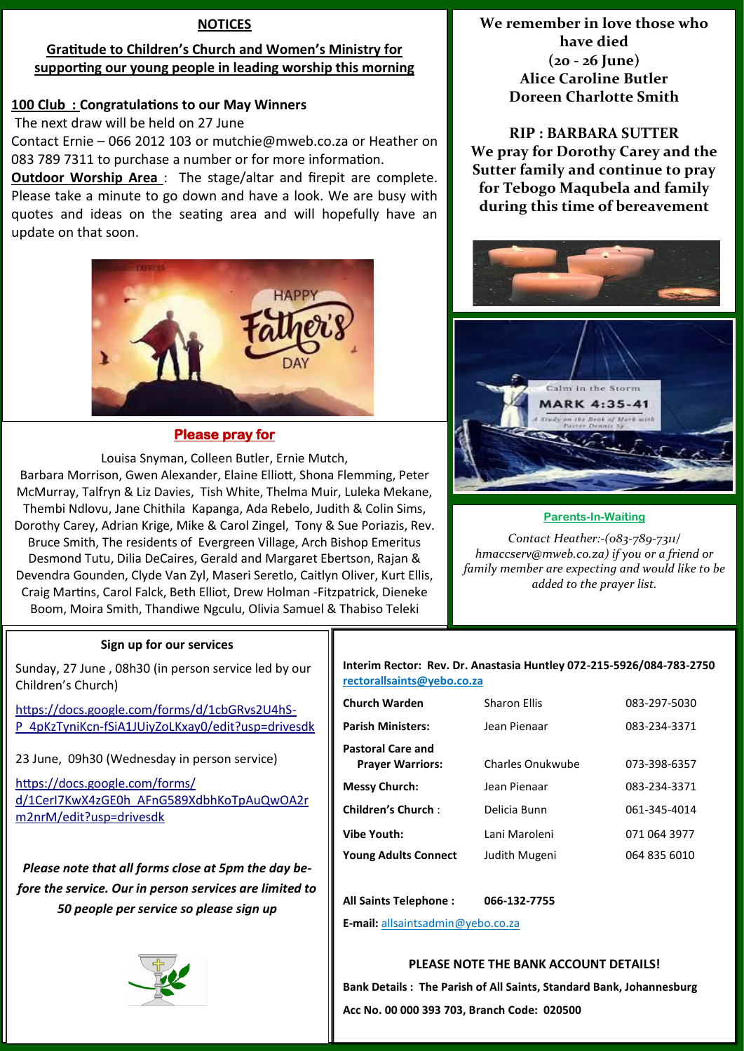## NOTICES

**Gratitude to Children's Church and Women's Ministry for supporting our young people in leading worship this morning**

**100 Club : Congratulations to our May Winners**

The next draw will be held on 27 June

Contact Ernie – 066 2012 103 or mutchie@mweb.co.za or Heather on 083 789 7311 to purchase a number or for more information.

**Outdoor Worship Area** : The stage/altar and firepit are complete. Please take a minute to go down and have a look. We are busy with quotes and ideas on the seating area and will hopefully have an update on that soon.

HAPPY Father's DAY

### Please pray for

Louisa Snyman, Colleen Butler, Ernie Mutch, Barbara Morrison, Gwen Alexander, Elaine Elliott, Shona Flemming, Peter McMurray, Talfryn & Liz Davies, Tish White, Thelma Muir, Luleka Mekane, Thembi Ndlovu, Jane Chithila Kapanga, Ada Rebelo, Judith & Colin Sims, Dorothy Carey, Adrian Krige, Mike & Carol Zingel, Tony & Sue Poriazis, Rev. Bruce Smith, The residents of Evergreen Village, Arch Bishop Emeritus Desmond Tutu, Dilia DeCaires, Gerald and Margaret Ebertson, Rajan & Devendra Gounden, Clyde Van Zyl, Maseri Seretlo, Caitlyn Oliver, Kurt Ellis, Craig Martins, Carol Falck, Beth Elliot, Drew Holman -Fitzpatrick, Dieneke Boom, Moira Smith, Thandiwe Ngculu, Olivia Samuel & Thabiso Teleki

**We remember in love those who have died**
**(20 - 26 June)**
**Alice Caroline Butler**
**Doreen Charlotte Smith**

**RIP : BARBARA SUTTER**
**We pray for Dorothy Carey and the Sutter family and continue to pray for Tebogo Maqubela and family during this time of bereavement**

Calm in the Storm
MARK 4:35-41
A Study on the Book of Mark with Pastor Dennis Sy

### Parents-In-Waiting

*Contact Heather:-(083-789-7311/ hmaccserv@mweb.co.za) if you or a friend or family member are expecting and would like to be added to the prayer list.*

### Sign up for our services

Sunday, 27 June , 08h30 (in person service led by our Children's Church)

https://docs.google.com/forms/d/1cbGRvs2U4hS-P_4pKzTyniKcn-fSiA1JUiyZoLKxay0/edit?usp=drivesdk

23 June, 09h30 (Wednesday in person service)

https://docs.google.com/forms/d/1CerI7KwX4zGE0h_AFnG589XdbhKoTpAuQwOA2rm2nrM/edit?usp=drivesdk

***Please note that all forms close at 5pm the day before the service. Our in person services are limited to 50 people per service so please sign up***

**Interim Rector: Rev. Dr. Anastasia Huntley 072-215-5926/084-783-2750**
rectorallsaints@yebo.co.za

| | | |
|---|---|---|
| **Church Warden** | Sharon Ellis | 083-297-5030 |
| **Parish Ministers:** | Jean Pienaar | 083-234-3371 |
| **Pastoral Care and Prayer Warriors:** | Charles Onukwube | 073-398-6357 |
| **Messy Church:** | Jean Pienaar | 083-234-3371 |
| **Children's Church** : | Delicia Bunn | 061-345-4014 |
| **Vibe Youth:** | Lani Maroleni | 071 064 3977 |
| **Young Adults Connect** | Judith Mugeni | 064 835 6010 |

**All Saints Telephone : 066-132-7755**

**E-mail:** allsaintsadmin@yebo.co.za

**PLEASE NOTE THE BANK ACCOUNT DETAILS!**

**Bank Details : The Parish of All Saints, Standard Bank, Johannesburg**

**Acc No. 00 000 393 703, Branch Code: 020500**